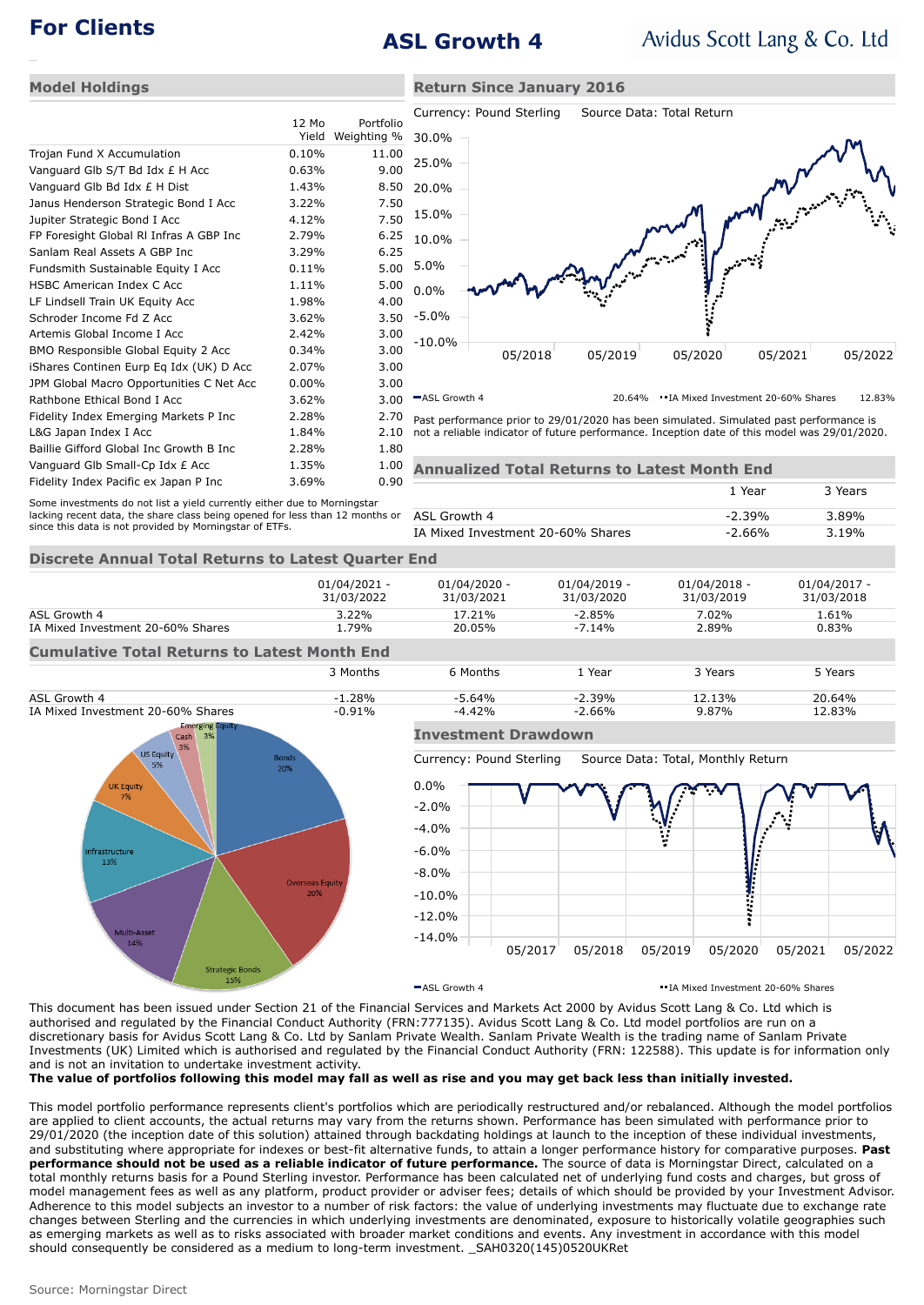For Clients

# ASL Growth 4

Avidus Scott Lang & Co. Ltd

## Model Holdings

| | 12 Mo Yield | Portfolio Weighting % |
|---|---|---|
| Trojan Fund X Accumulation | 0.10% | 11.00 |
| Vanguard Glb S/T Bd Idx £ H Acc | 0.63% | 9.00 |
| Vanguard Glb Bd Idx £ H Dist | 1.43% | 8.50 |
| Janus Henderson Strategic Bond I Acc | 3.22% | 7.50 |
| Jupiter Strategic Bond I Acc | 4.12% | 7.50 |
| FP Foresight Global Rl Infras A GBP Inc | 2.79% | 6.25 |
| Sanlam Real Assets A GBP Inc | 3.29% | 6.25 |
| Fundsmith Sustainable Equity I Acc | 0.11% | 5.00 |
| HSBC American Index C Acc | 1.11% | 5.00 |
| LF Lindsell Train UK Equity Acc | 1.98% | 4.00 |
| Schroder Income Fd Z Acc | 3.62% | 3.50 |
| Artemis Global Income I Acc | 2.42% | 3.00 |
| BMO Responsible Global Equity 2 Acc | 0.34% | 3.00 |
| iShares Continen Eurp Eq Idx (UK) D Acc | 2.07% | 3.00 |
| JPM Global Macro Opportunities C Net Acc | 0.00% | 3.00 |
| Rathbone Ethical Bond I Acc | 3.62% | 3.00 |
| Fidelity Index Emerging Markets P Inc | 2.28% | 2.70 |
| L&G Japan Index I Acc | 1.84% | 2.10 |
| Baillie Gifford Global Inc Growth B Inc | 2.28% | 1.80 |
| Vanguard Glb Small-Cp Idx £ Acc | 1.35% | 1.00 |
| Fidelity Index Pacific ex Japan P Inc | 3.69% | 0.90 |

Some investments do not list a yield currently either due to Morningstar lacking recent data, the share class being opened for less than 12 months or since this data is not provided by Morningstar of ETFs.

## Return Since January 2016

Currency: Pound Sterling Source Data: Total Return

30.0%
25.0%
20.0%
15.0%
10.0%
5.0%
0.0%
-5.0%
-10.0%

05/2018 05/2019 05/2020 05/2021 05/2022

ASL Growth 4 20.64% IA Mixed Investment 20-60% Shares 12.83%

Past performance prior to 29/01/2020 has been simulated. Simulated past performance is not a reliable indicator of future performance. Inception date of this model was 29/01/2020.

## Annualized Total Returns to Latest Month End

| | 1 Year | 3 Years |
|---|---|---|
| ASL Growth 4 | -2.39% | 3.89% |
| IA Mixed Investment 20-60% Shares | -2.66% | 3.19% |

## Discrete Annual Total Returns to Latest Quarter End

| | 01/04/2021 - 31/03/2022 | 01/04/2020 - 31/03/2021 | 01/04/2019 - 31/03/2020 | 01/04/2018 - 31/03/2019 | 01/04/2017 - 31/03/2018 |
|---|---|---|---|---|---|
| ASL Growth 4 | 3.22% | 17.21% | -2.85% | 7.02% | 1.61% |
| IA Mixed Investment 20-60% Shares | 1.79% | 20.05% | -7.14% | 2.89% | 0.83% |

## Cumulative Total Returns to Latest Month End

| | 3 Months | 6 Months | 1 Year | 3 Years | 5 Years |
|---|---|---|---|---|---|
| ASL Growth 4 | -1.28% | -5.64% | -2.39% | 12.13% | 20.64% |
| IA Mixed Investment 20-60% Shares | -0.91% | -4.42% | -2.66% | 9.87% | 12.83% |

Emerging Equity 3%
Cash 3%
US Equity 5%
UK Equity 7%
Infrastructure 13%
Multi-Asset 14%
Strategic Bonds 15%
Overseas Equity 20%
Bonds 20%

## Investment Drawdown

Currency: Pound Sterling Source Data: Total, Monthly Return

0.0%
-2.0%
-4.0%
-6.0%
-8.0%
-10.0%
-12.0%
-14.0%

05/2017 05/2018 05/2019 05/2020 05/2021 05/2022

ASL Growth 4 IA Mixed Investment 20-60% Shares

This document has been issued under Section 21 of the Financial Services and Markets Act 2000 by Avidus Scott Lang & Co. Ltd which is authorised and regulated by the Financial Conduct Authority (FRN:777135). Avidus Scott Lang & Co. Ltd model portfolios are run on a discretionary basis for Avidus Scott Lang & Co. Ltd by Sanlam Private Wealth. Sanlam Private Wealth is the trading name of Sanlam Private Investments (UK) Limited which is authorised and regulated by the Financial Conduct Authority (FRN: 122588). This update is for information only and is not an invitation to undertake investment activity.

**The value of portfolios following this model may fall as well as rise and you may get back less than initially invested.**

This model portfolio performance represents client's portfolios which are periodically restructured and/or rebalanced. Although the model portfolios are applied to client accounts, the actual returns may vary from the returns shown. Performance has been simulated with performance prior to 29/01/2020 (the inception date of this solution) attained through backdating holdings at launch to the inception of these individual investments, and substituting where appropriate for indexes or best-fit alternative funds, to attain a longer performance history for comparative purposes. **Past performance should not be used as a reliable indicator of future performance.** The source of data is Morningstar Direct, calculated on a total monthly returns basis for a Pound Sterling investor. Performance has been calculated net of underlying fund costs and charges, but gross of model management fees as well as any platform, product provider or adviser fees; details of which should be provided by your Investment Advisor. Adherence to this model subjects an investor to a number of risk factors: the value of underlying investments may fluctuate due to exchange rate changes between Sterling and the currencies in which underlying investments are denominated, exposure to historically volatile geographies such as emerging markets as well as to risks associated with broader market conditions and events. Any investment in accordance with this model should consequently be considered as a medium to long-term investment. _SAH0320(145)0520UKRet

Source: Morningstar Direct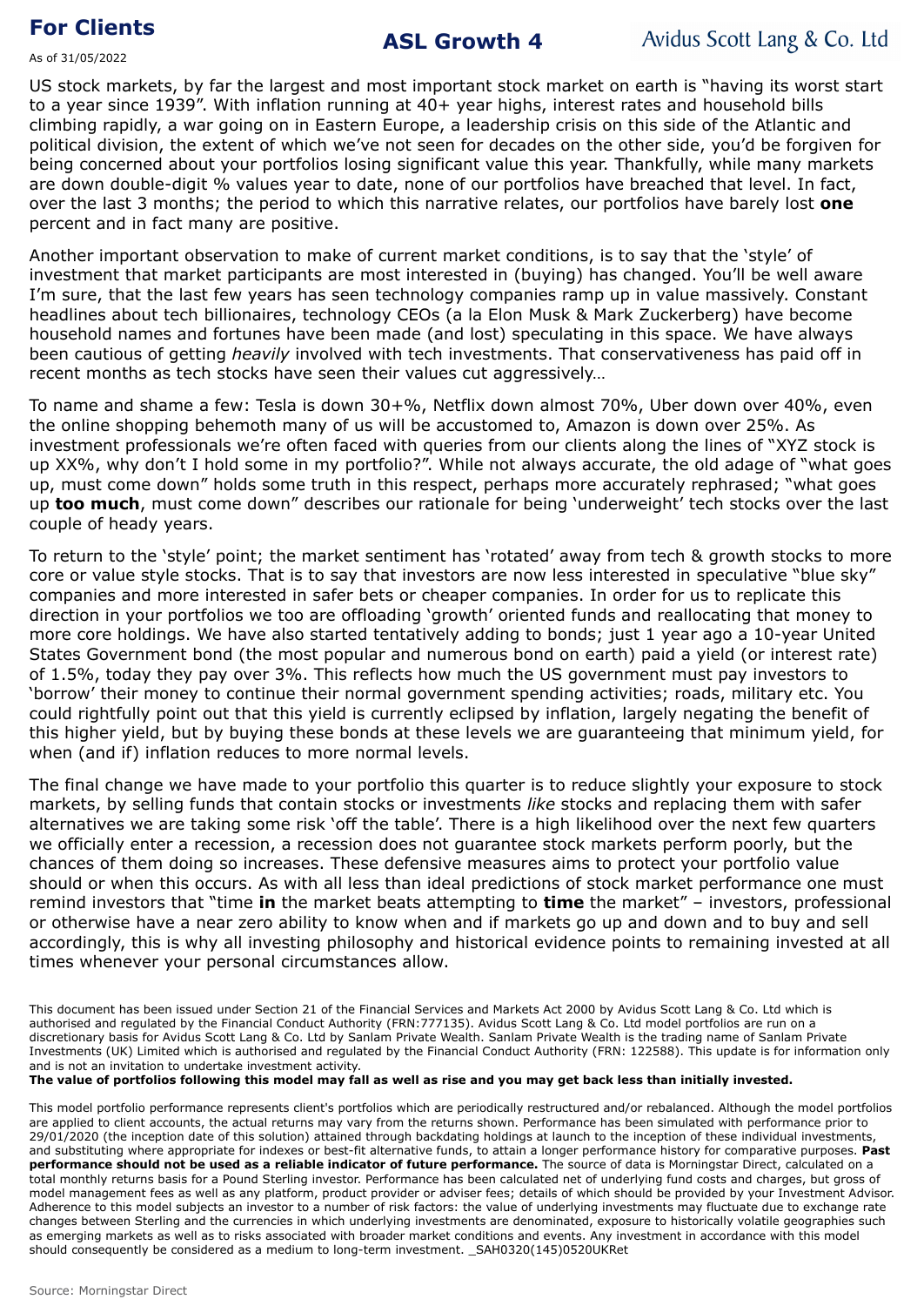**For Clients**

As of 31/05/2022

**ASL Growth 4**

Avidus Scott Lang & Co. Ltd

US stock markets, by far the largest and most important stock market on earth is "having its worst start to a year since 1939". With inflation running at 40+ year highs, interest rates and household bills climbing rapidly, a war going on in Eastern Europe, a leadership crisis on this side of the Atlantic and political division, the extent of which we've not seen for decades on the other side, you'd be forgiven for being concerned about your portfolios losing significant value this year. Thankfully, while many markets are down double-digit % values year to date, none of our portfolios have breached that level. In fact, over the last 3 months; the period to which this narrative relates, our portfolios have barely lost **one** percent and in fact many are positive.

Another important observation to make of current market conditions, is to say that the 'style' of investment that market participants are most interested in (buying) has changed. You'll be well aware I'm sure, that the last few years has seen technology companies ramp up in value massively. Constant headlines about tech billionaires, technology CEOs (a la Elon Musk & Mark Zuckerberg) have become household names and fortunes have been made (and lost) speculating in this space. We have always been cautious of getting *heavily* involved with tech investments. That conservativeness has paid off in recent months as tech stocks have seen their values cut aggressively…

To name and shame a few: Tesla is down 30+%, Netflix down almost 70%, Uber down over 40%, even the online shopping behemoth many of us will be accustomed to, Amazon is down over 25%. As investment professionals we're often faced with queries from our clients along the lines of "XYZ stock is up XX%, why don't I hold some in my portfolio?". While not always accurate, the old adage of "what goes up, must come down" holds some truth in this respect, perhaps more accurately rephrased; "what goes up **too much**, must come down" describes our rationale for being 'underweight' tech stocks over the last couple of heady years.

To return to the 'style' point; the market sentiment has 'rotated' away from tech & growth stocks to more core or value style stocks. That is to say that investors are now less interested in speculative "blue sky" companies and more interested in safer bets or cheaper companies. In order for us to replicate this direction in your portfolios we too are offloading 'growth' oriented funds and reallocating that money to more core holdings. We have also started tentatively adding to bonds; just 1 year ago a 10-year United States Government bond (the most popular and numerous bond on earth) paid a yield (or interest rate) of 1.5%, today they pay over 3%. This reflects how much the US government must pay investors to 'borrow' their money to continue their normal government spending activities; roads, military etc. You could rightfully point out that this yield is currently eclipsed by inflation, largely negating the benefit of this higher yield, but by buying these bonds at these levels we are guaranteeing that minimum yield, for when (and if) inflation reduces to more normal levels.

The final change we have made to your portfolio this quarter is to reduce slightly your exposure to stock markets, by selling funds that contain stocks or investments *like* stocks and replacing them with safer alternatives we are taking some risk 'off the table'. There is a high likelihood over the next few quarters we officially enter a recession, a recession does not guarantee stock markets perform poorly, but the chances of them doing so increases. These defensive measures aims to protect your portfolio value should or when this occurs. As with all less than ideal predictions of stock market performance one must remind investors that "time **in** the market beats attempting to **time** the market" – investors, professional or otherwise have a near zero ability to know when and if markets go up and down and to buy and sell accordingly, this is why all investing philosophy and historical evidence points to remaining invested at all times whenever your personal circumstances allow.

This document has been issued under Section 21 of the Financial Services and Markets Act 2000 by Avidus Scott Lang & Co. Ltd which is authorised and regulated by the Financial Conduct Authority (FRN:777135). Avidus Scott Lang & Co. Ltd model portfolios are run on a discretionary basis for Avidus Scott Lang & Co. Ltd by Sanlam Private Wealth. Sanlam Private Wealth is the trading name of Sanlam Private Investments (UK) Limited which is authorised and regulated by the Financial Conduct Authority (FRN: 122588). This update is for information only and is not an invitation to undertake investment activity.

**The value of portfolios following this model may fall as well as rise and you may get back less than initially invested.**

This model portfolio performance represents client's portfolios which are periodically restructured and/or rebalanced. Although the model portfolios are applied to client accounts, the actual returns may vary from the returns shown. Performance has been simulated with performance prior to 29/01/2020 (the inception date of this solution) attained through backdating holdings at launch to the inception of these individual investments, and substituting where appropriate for indexes or best-fit alternative funds, to attain a longer performance history for comparative purposes. **Past performance should not be used as a reliable indicator of future performance.** The source of data is Morningstar Direct, calculated on a total monthly returns basis for a Pound Sterling investor. Performance has been calculated net of underlying fund costs and charges, but gross of model management fees as well as any platform, product provider or adviser fees; details of which should be provided by your Investment Advisor. Adherence to this model subjects an investor to a number of risk factors: the value of underlying investments may fluctuate due to exchange rate changes between Sterling and the currencies in which underlying investments are denominated, exposure to historically volatile geographies such as emerging markets as well as to risks associated with broader market conditions and events. Any investment in accordance with this model should consequently be considered as a medium to long-term investment. _SAH0320(145)0520UKRet

Source: Morningstar Direct